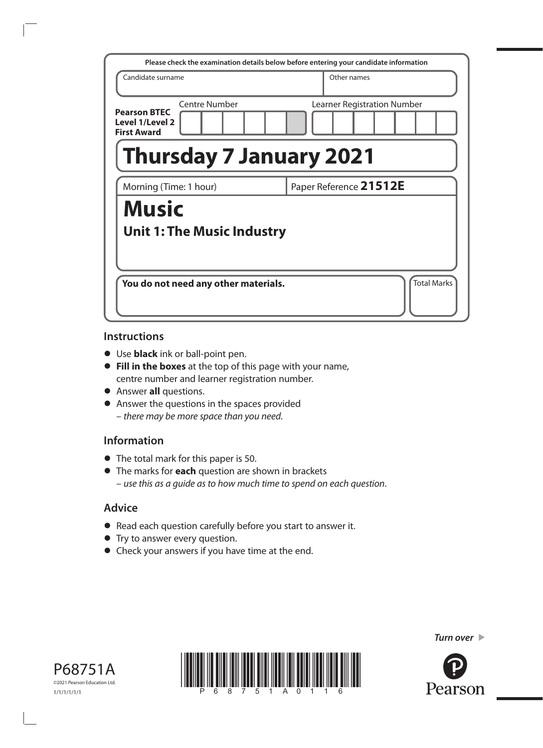Please check the examination details below before entering your candidate information

| Candidate surname | Other names |
| --- | --- |
| | |

**Pearson BTEC Level 1/Level 2 First Award**

Centre Number

Learner Registration Number

# Thursday 7 January 2021

Morning (Time: 1 hour)

Paper Reference **21512E**

# Music

## Unit 1: The Music Industry

**You do not need any other materials.**

Total Marks

## Instructions

- Use **black** ink or ball-point pen.
- **Fill in the boxes** at the top of this page with your name, centre number and learner registration number.
- Answer **all** questions.
- Answer the questions in the spaces provided – *there may be more space than you need*.

## Information

- The total mark for this paper is 50.
- The marks for **each** question are shown in brackets – *use this as a guide as to how much time to spend on each question*.

## Advice

- Read each question carefully before you start to answer it.
- Try to answer every question.
- Check your answers if you have time at the end.

*Turn over*

P68751A

©2021 Pearson Education Ltd.

1/1/1/1/1/1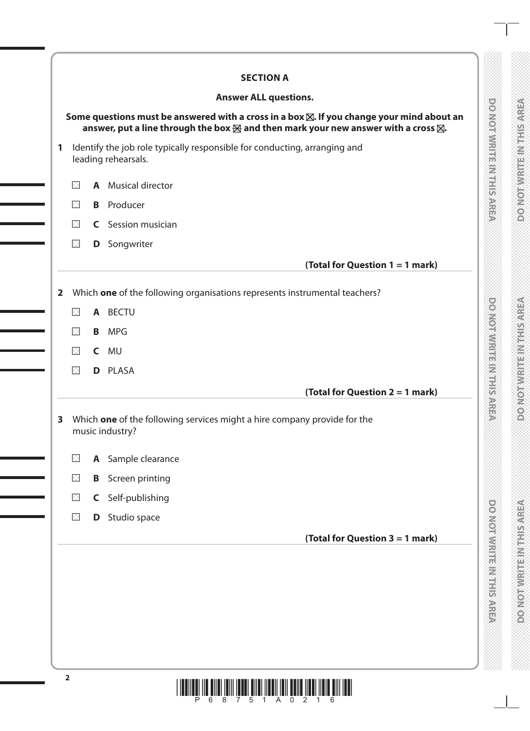## SECTION A

**Answer ALL questions.**

**Some questions must be answered with a cross in a box ☒. If you change your mind about an answer, put a line through the box ☒ and then mark your new answer with a cross ☒.**

**1** Identify the job role typically responsible for conducting, arranging and leading rehearsals.

☐ **A** Musical director

☐ **B** Producer

☐ **C** Session musician

☐ **D** Songwriter

**(Total for Question 1 = 1 mark)**

**2** Which **one** of the following organisations represents instrumental teachers?

☐ **A** BECTU

☐ **B** MPG

☐ **C** MU

☐ **D** PLASA

**(Total for Question 2 = 1 mark)**

**3** Which **one** of the following services might a hire company provide for the music industry?

☐ **A** Sample clearance

☐ **B** Screen printing

☐ **C** Self-publishing

☐ **D** Studio space

**(Total for Question 3 = 1 mark)**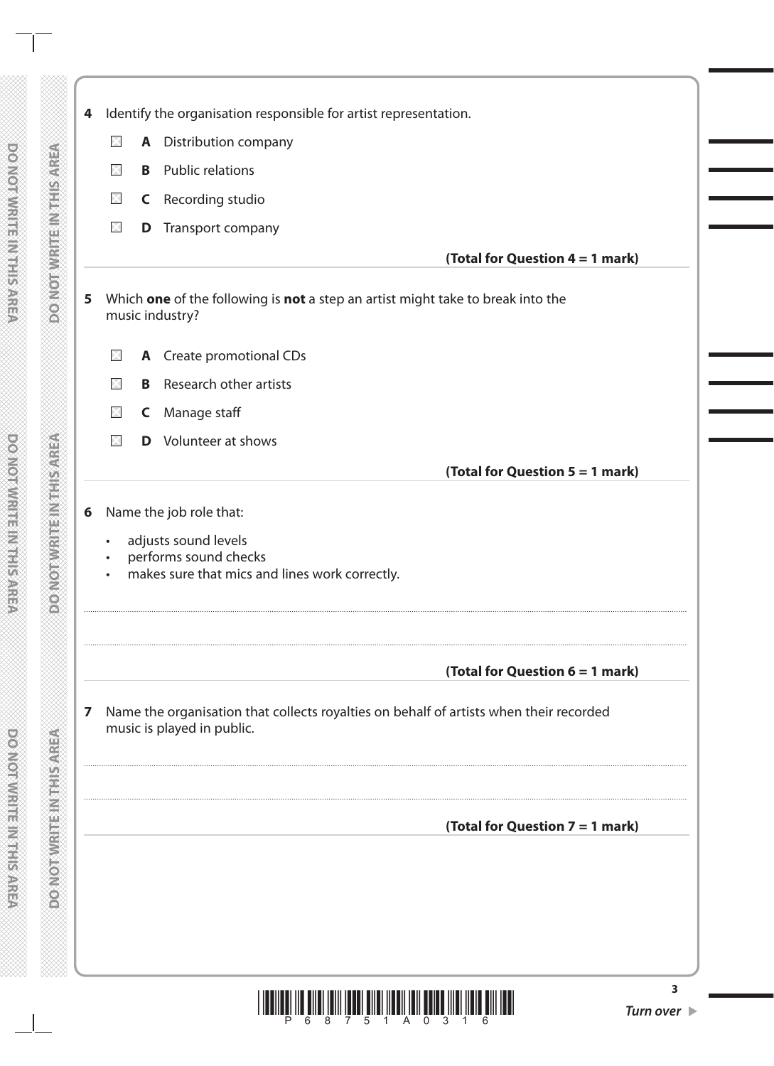**4** Identify the organisation responsible for artist representation.

- **A** Distribution company
- **B** Public relations
- **C** Recording studio
- **D** Transport company

**(Total for Question 4 = 1 mark)**

**5** Which **one** of the following is **not** a step an artist might take to break into the music industry?

- **A** Create promotional CDs
- **B** Research other artists
- **C** Manage staff
- **D** Volunteer at shows

**(Total for Question 5 = 1 mark)**

**6** Name the job role that:

- adjusts sound levels
- performs sound checks
- makes sure that mics and lines work correctly.

..............................................................................................................................................

**(Total for Question 6 = 1 mark)**

**7** Name the organisation that collects royalties on behalf of artists when their recorded music is played in public.

..............................................................................................................................................

**(Total for Question 7 = 1 mark)**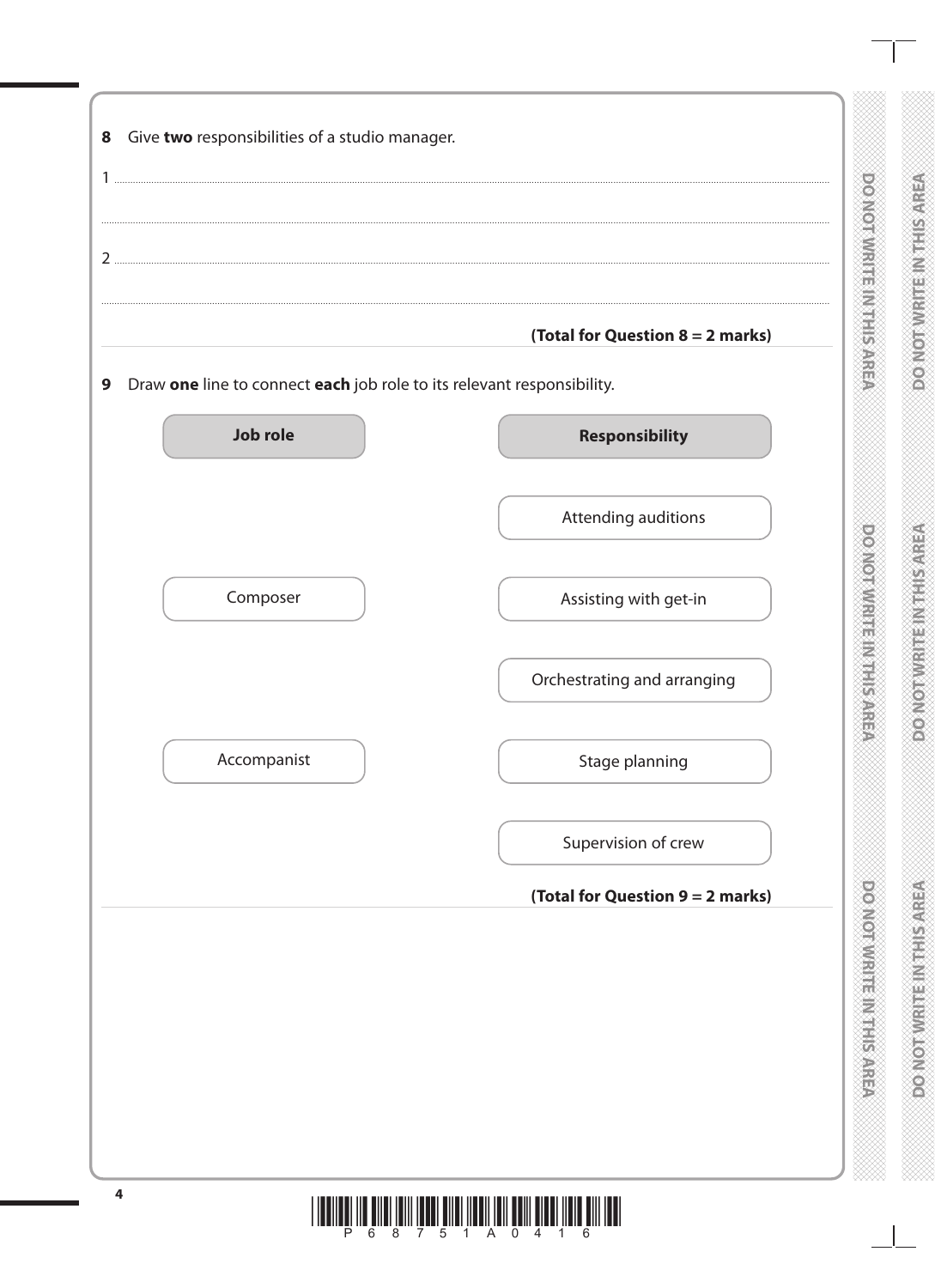**8** Give **two** responsibilities of a studio manager.

1 ..............................................................................................................................................

..............................................................................................................................................

2 ..............................................................................................................................................

..............................................................................................................................................

**(Total for Question 8 = 2 marks)**

**9** Draw **one** line to connect **each** job role to its relevant responsibility.

| Job role | Responsibility |
| --- | --- |
| | Attending auditions |
| Composer | Assisting with get-in |
| | Orchestrating and arranging |
| Accompanist | Stage planning |
| | Supervision of crew |

**(Total for Question 9 = 2 marks)**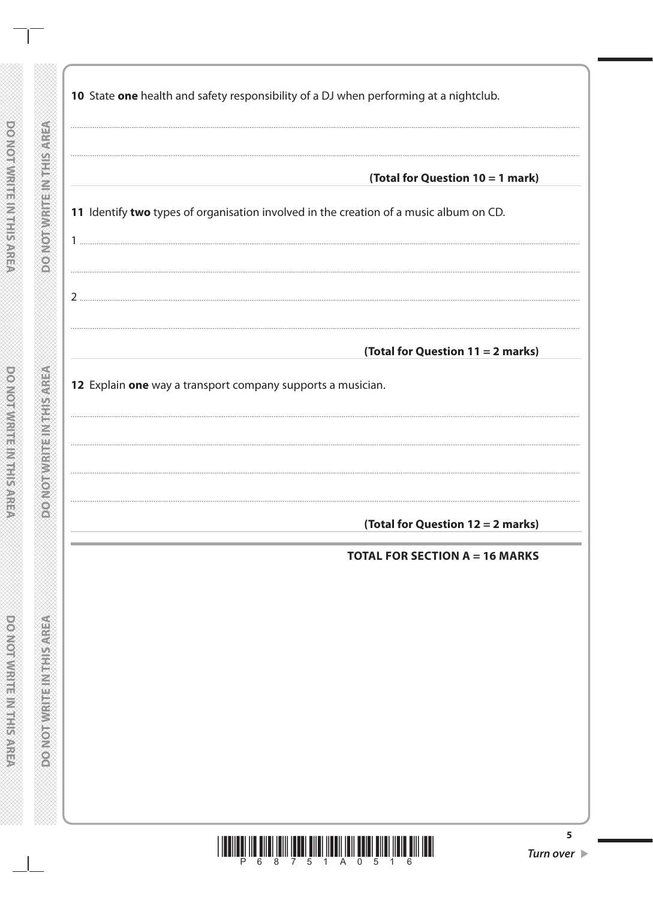10 State **one** health and safety responsibility of a DJ when performing at a nightclub.

..............................................................................................................................................

..............................................................................................................................................

**(Total for Question 10 = 1 mark)**

11 Identify **two** types of organisation involved in the creation of a music album on CD.

1 ..............................................................................................................................................

..............................................................................................................................................

2 ..............................................................................................................................................

..............................................................................................................................................

**(Total for Question 11 = 2 marks)**

12 Explain **one** way a transport company supports a musician.

..............................................................................................................................................

..............................................................................................................................................

..............................................................................................................................................

..............................................................................................................................................

**(Total for Question 12 = 2 marks)**

**TOTAL FOR SECTION A = 16 MARKS**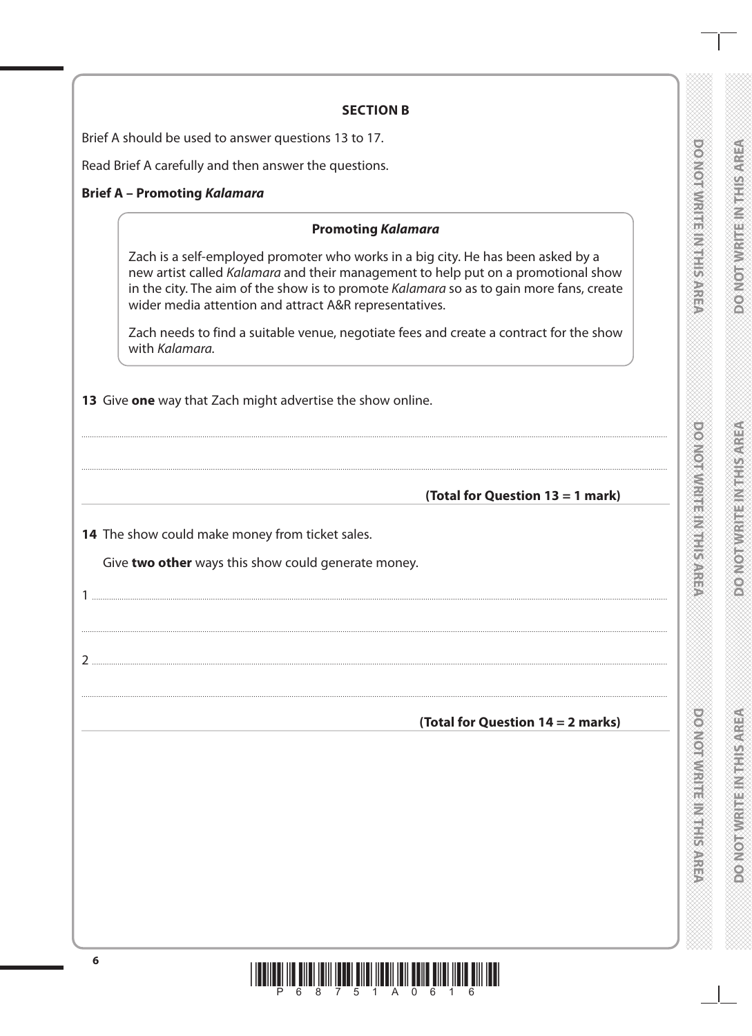## SECTION B

Brief A should be used to answer questions 13 to 17.

Read Brief A carefully and then answer the questions.

**Brief A – Promoting *Kalamara***

> **Promoting *Kalamara***
>
> Zach is a self-employed promoter who works in a big city. He has been asked by a new artist called *Kalamara* and their management to help put on a promotional show in the city. The aim of the show is to promote *Kalamara* so as to gain more fans, create wider media attention and attract A&R representatives.
>
> Zach needs to find a suitable venue, negotiate fees and create a contract for the show with *Kalamara*.

**13** Give **one** way that Zach might advertise the show online.

..............................................................................................................................................

..............................................................................................................................................

**(Total for Question 13 = 1 mark)**

**14** The show could make money from ticket sales.

Give **two other** ways this show could generate money.

1 ..............................................................................................................................................

..............................................................................................................................................

2 ..............................................................................................................................................

..............................................................................................................................................

**(Total for Question 14 = 2 marks)**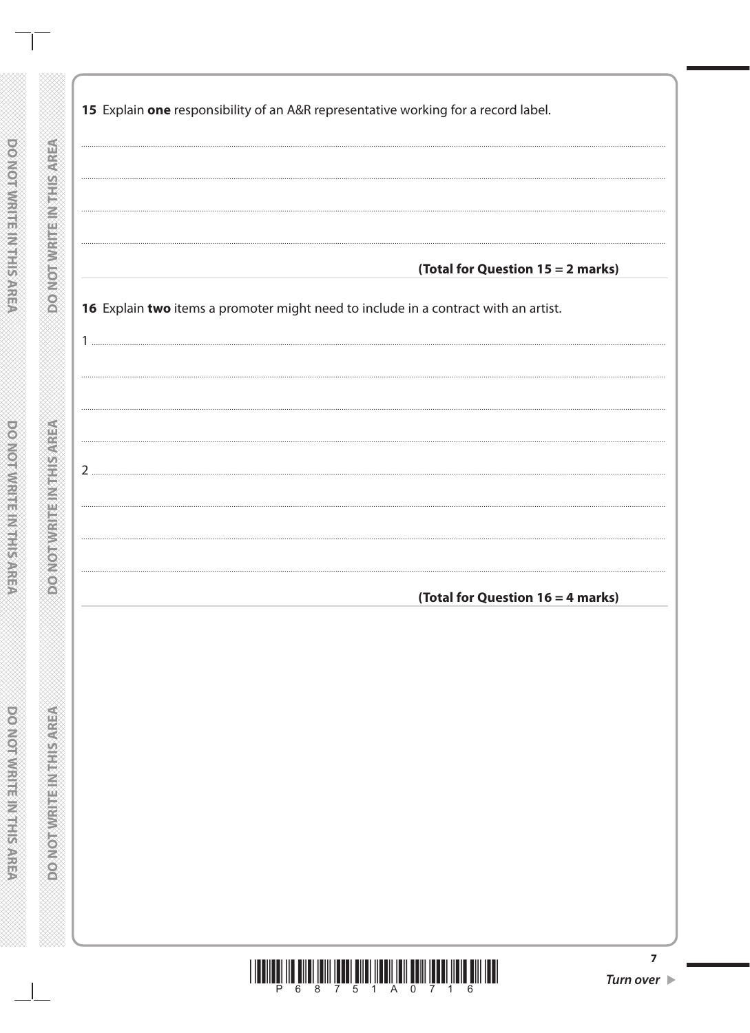**15** Explain **one** responsibility of an A&R representative working for a record label.

.......................................................................................................................................................

.......................................................................................................................................................

.......................................................................................................................................................

.......................................................................................................................................................

**(Total for Question 15 = 2 marks)**

**16** Explain **two** items a promoter might need to include in a contract with an artist.

1 .....................................................................................................................................................

.......................................................................................................................................................

.......................................................................................................................................................

.......................................................................................................................................................

2 .....................................................................................................................................................

.......................................................................................................................................................

.......................................................................................................................................................

.......................................................................................................................................................

**(Total for Question 16 = 4 marks)**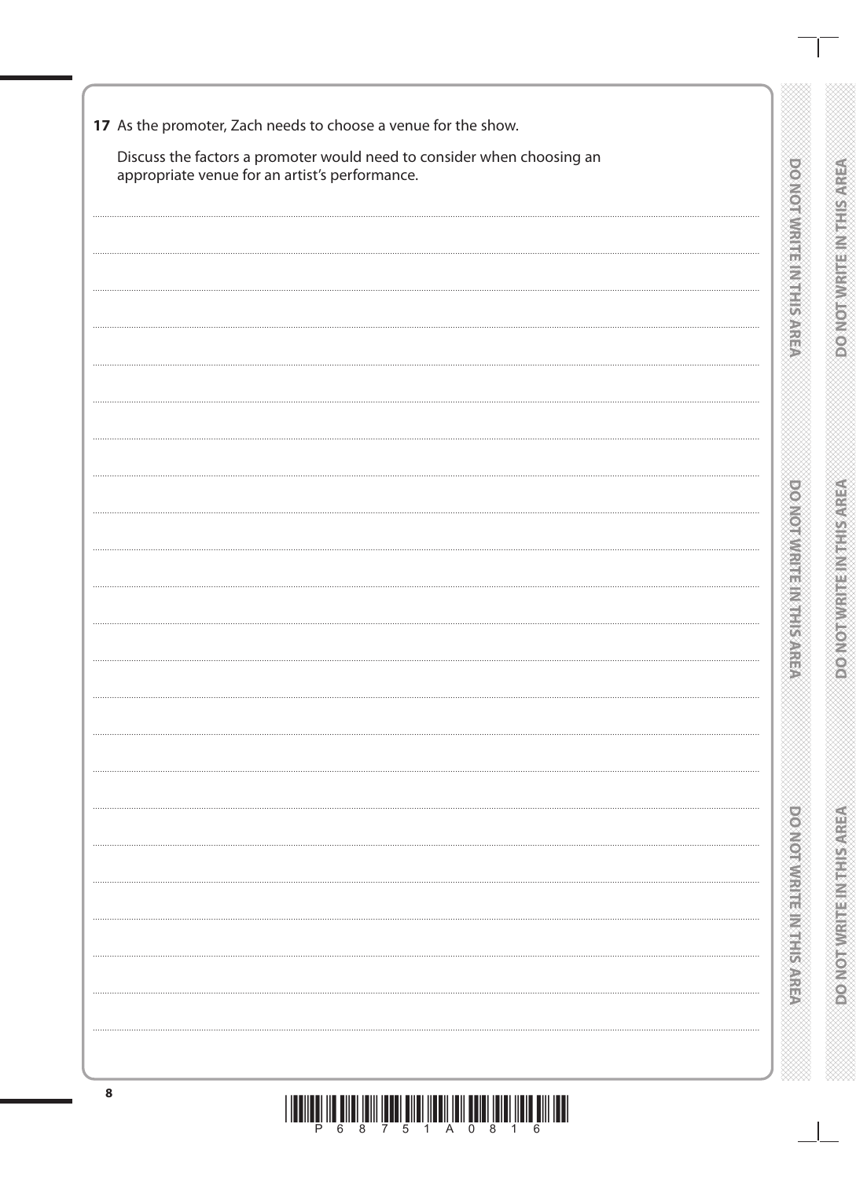**17** As the promoter, Zach needs to choose a venue for the show.

Discuss the factors a promoter would need to consider when choosing an appropriate venue for an artist's performance.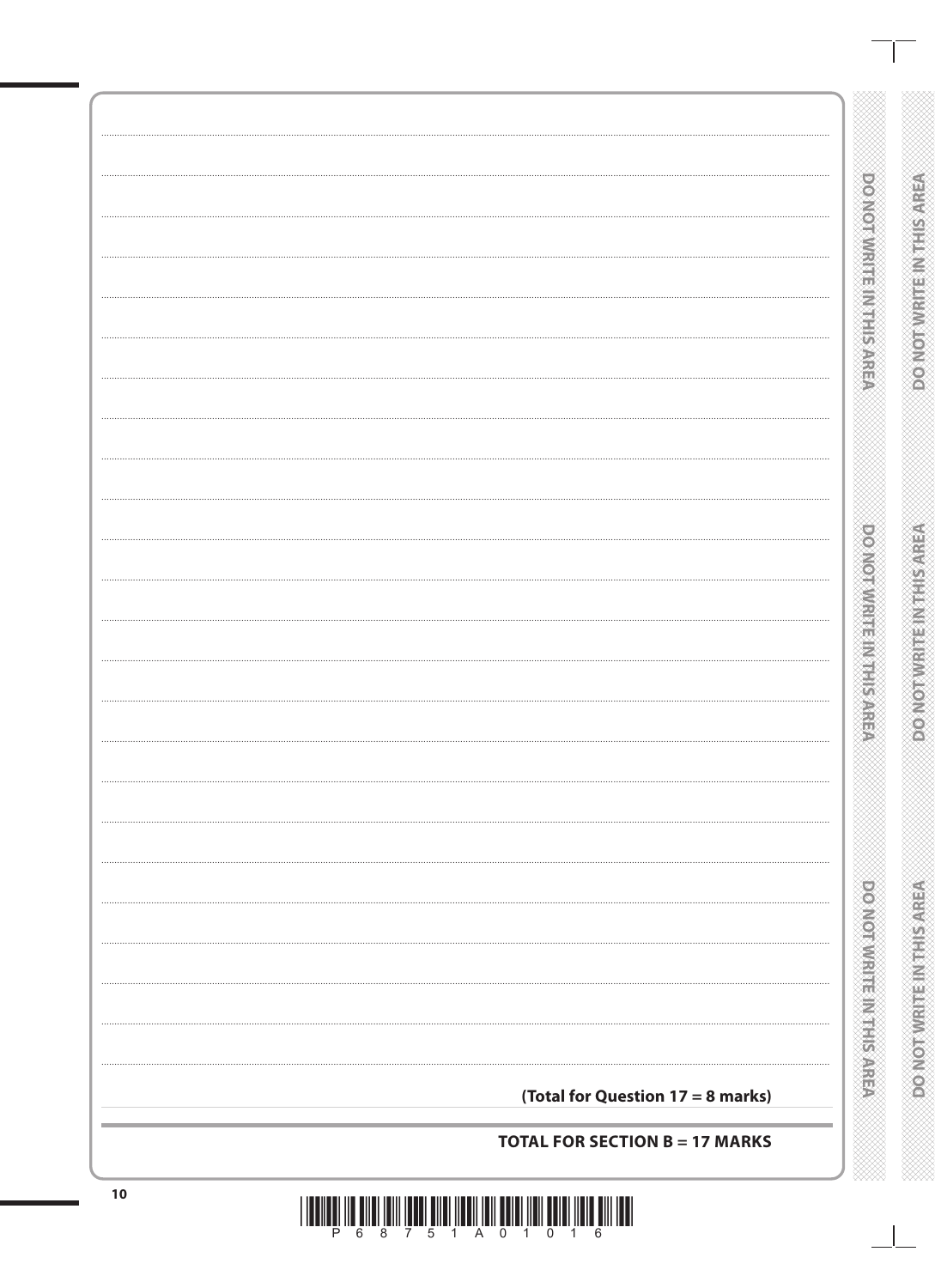**(Total for Question 17 = 8 marks)**

**TOTAL FOR SECTION B = 17 MARKS**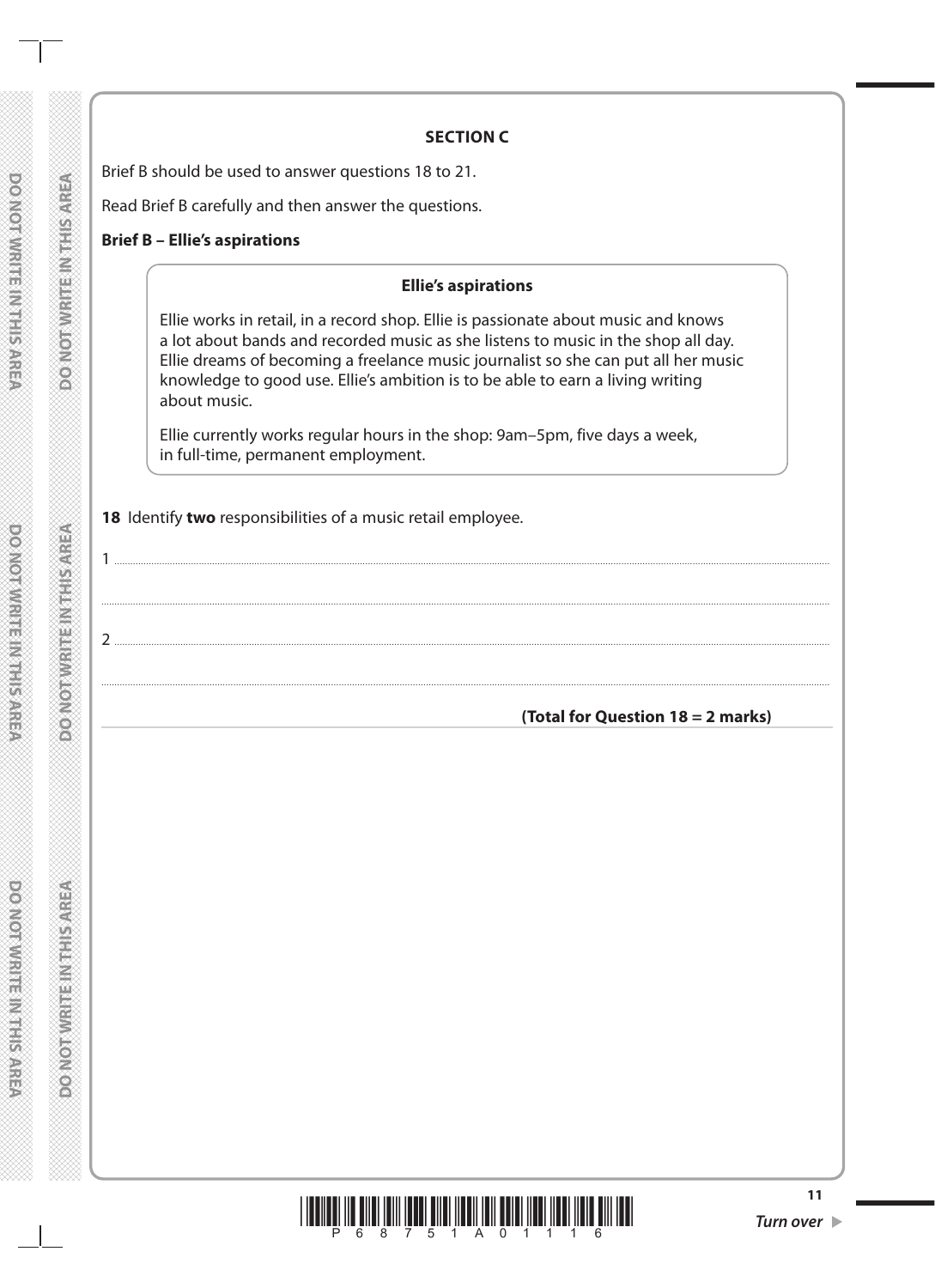**SECTION C**

Brief B should be used to answer questions 18 to 21.

Read Brief B carefully and then answer the questions.

**Brief B – Ellie's aspirations**

> **Ellie's aspirations**
>
> Ellie works in retail, in a record shop. Ellie is passionate about music and knows a lot about bands and recorded music as she listens to music in the shop all day. Ellie dreams of becoming a freelance music journalist so she can put all her music knowledge to good use. Ellie's ambition is to be able to earn a living writing about music.
>
> Ellie currently works regular hours in the shop: 9am–5pm, five days a week, in full-time, permanent employment.

**18** Identify **two** responsibilities of a music retail employee.

1 ....................................................................................................

....................................................................................................

2 ....................................................................................................

....................................................................................................

**(Total for Question 18 = 2 marks)**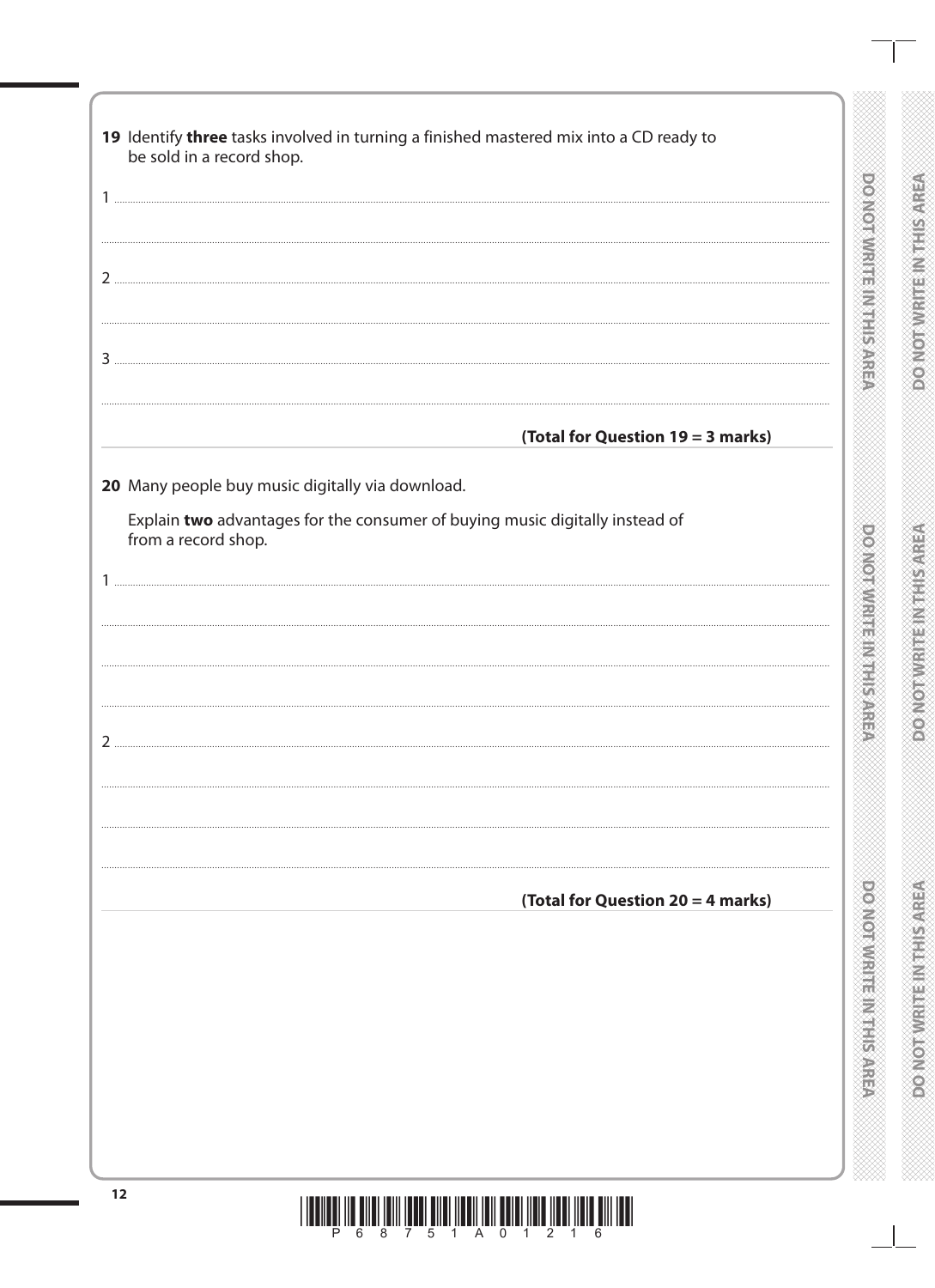**19** Identify **three** tasks involved in turning a finished mastered mix into a CD ready to be sold in a record shop.

1 ..................................................................................................................................................

..................................................................................................................................................

2 ..................................................................................................................................................

..................................................................................................................................................

3 ..................................................................................................................................................

..................................................................................................................................................

**(Total for Question 19 = 3 marks)**

**20** Many people buy music digitally via download.

Explain **two** advantages for the consumer of buying music digitally instead of from a record shop.

1 ..................................................................................................................................................

..................................................................................................................................................

..................................................................................................................................................

..................................................................................................................................................

2 ..................................................................................................................................................

..................................................................................................................................................

..................................................................................................................................................

..................................................................................................................................................

**(Total for Question 20 = 4 marks)**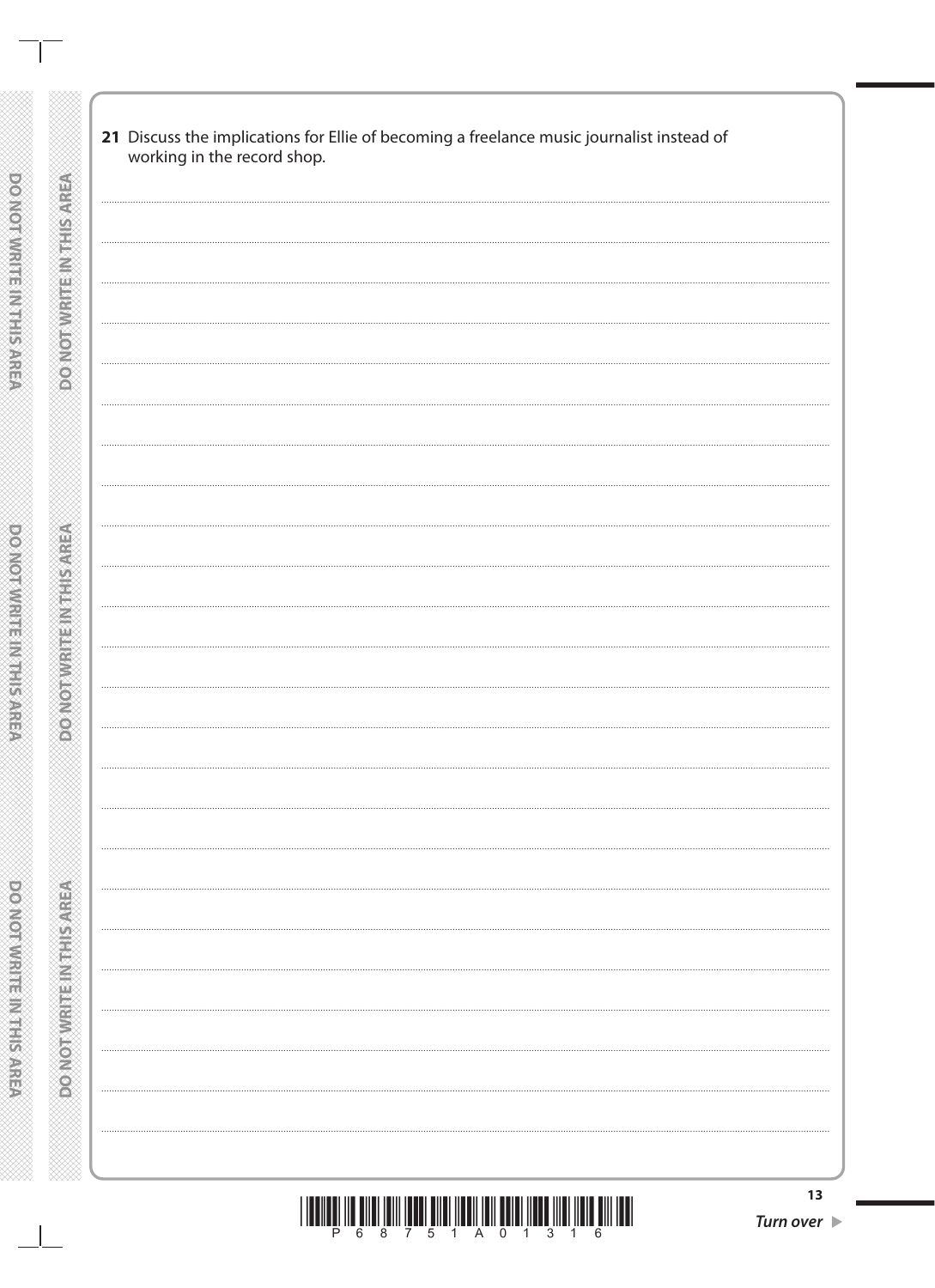**21** Discuss the implications for Ellie of becoming a freelance music journalist instead of working in the record shop.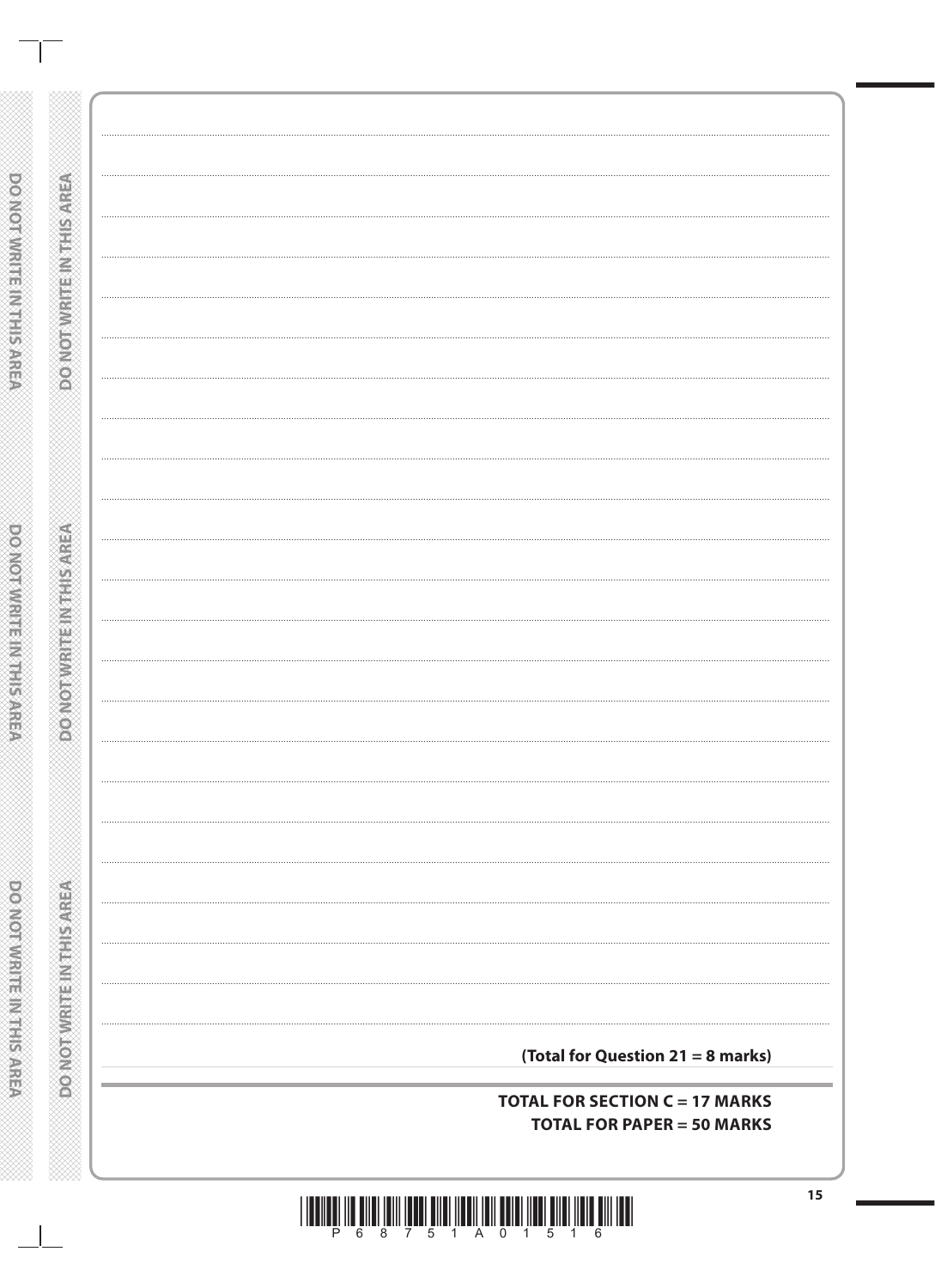**(Total for Question 21 = 8 marks)**

**TOTAL FOR SECTION C = 17 MARKS**

**TOTAL FOR PAPER = 50 MARKS**